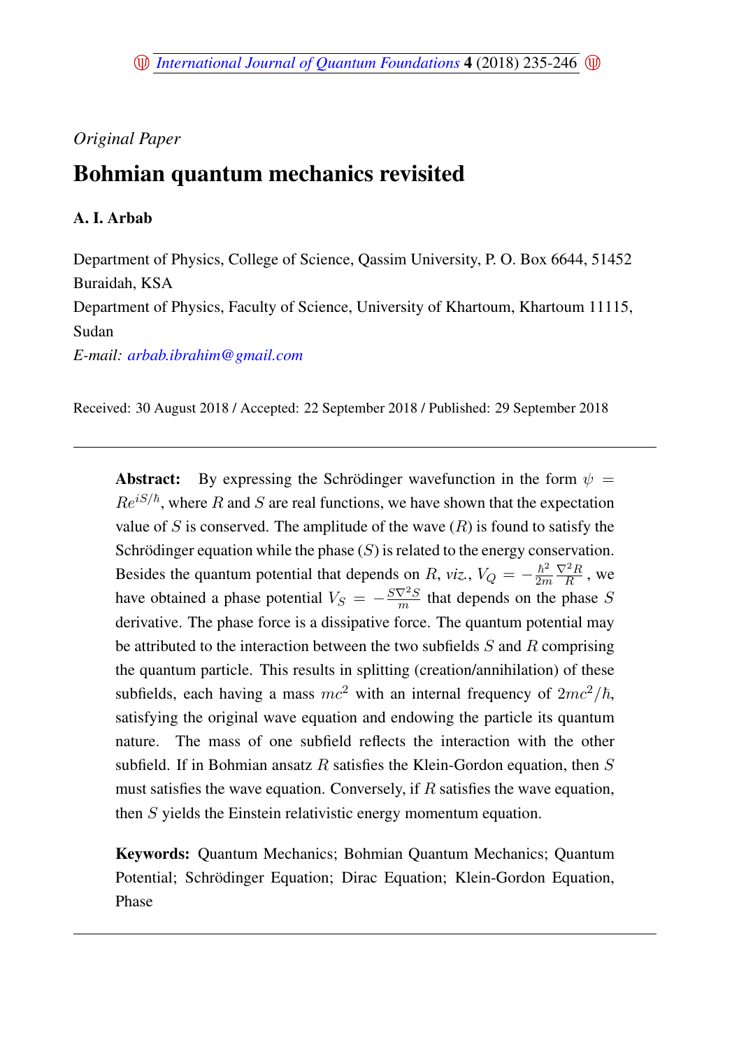*Original Paper*

# Bohmian quantum mechanics revisited

**A. I. Arbab**

Department of Physics, College of Science, Qassim University, P. O. Box 6644, 51452 Buraidah, KSA

Department of Physics, Faculty of Science, University of Khartoum, Khartoum 11115, Sudan

*E-mail: arbab.ibrahim@gmail.com*

Received: 30 August 2018 / Accepted: 22 September 2018 / Published: 29 September 2018

---

**Abstract:** By expressing the Schrödinger wavefunction in the form $\psi = Re^{iS/\hbar}$, where $R$ and $S$ are real functions, we have shown that the expectation value of $S$ is conserved. The amplitude of the wave ($R$) is found to satisfy the Schrödinger equation while the phase ($S$) is related to the energy conservation. Besides the quantum potential that depends on $R$, *viz.*, $V_Q = -\frac{\hbar^2}{2m}\frac{\nabla^2 R}{R}$, we have obtained a phase potential $V_S = -\frac{S\nabla^2 S}{m}$ that depends on the phase $S$ derivative. The phase force is a dissipative force. The quantum potential may be attributed to the interaction between the two subfields $S$ and $R$ comprising the quantum particle. This results in splitting (creation/annihilation) of these subfields, each having a mass $mc^2$ with an internal frequency of $2mc^2/\hbar$, satisfying the original wave equation and endowing the particle its quantum nature. The mass of one subfield reflects the interaction with the other subfield. If in Bohmian ansatz $R$ satisfies the Klein-Gordon equation, then $S$ must satisfies the wave equation. Conversely, if $R$ satisfies the wave equation, then $S$ yields the Einstein relativistic energy momentum equation.

**Keywords:** Quantum Mechanics; Bohmian Quantum Mechanics; Quantum Potential; Schrödinger Equation; Dirac Equation; Klein-Gordon Equation, Phase

---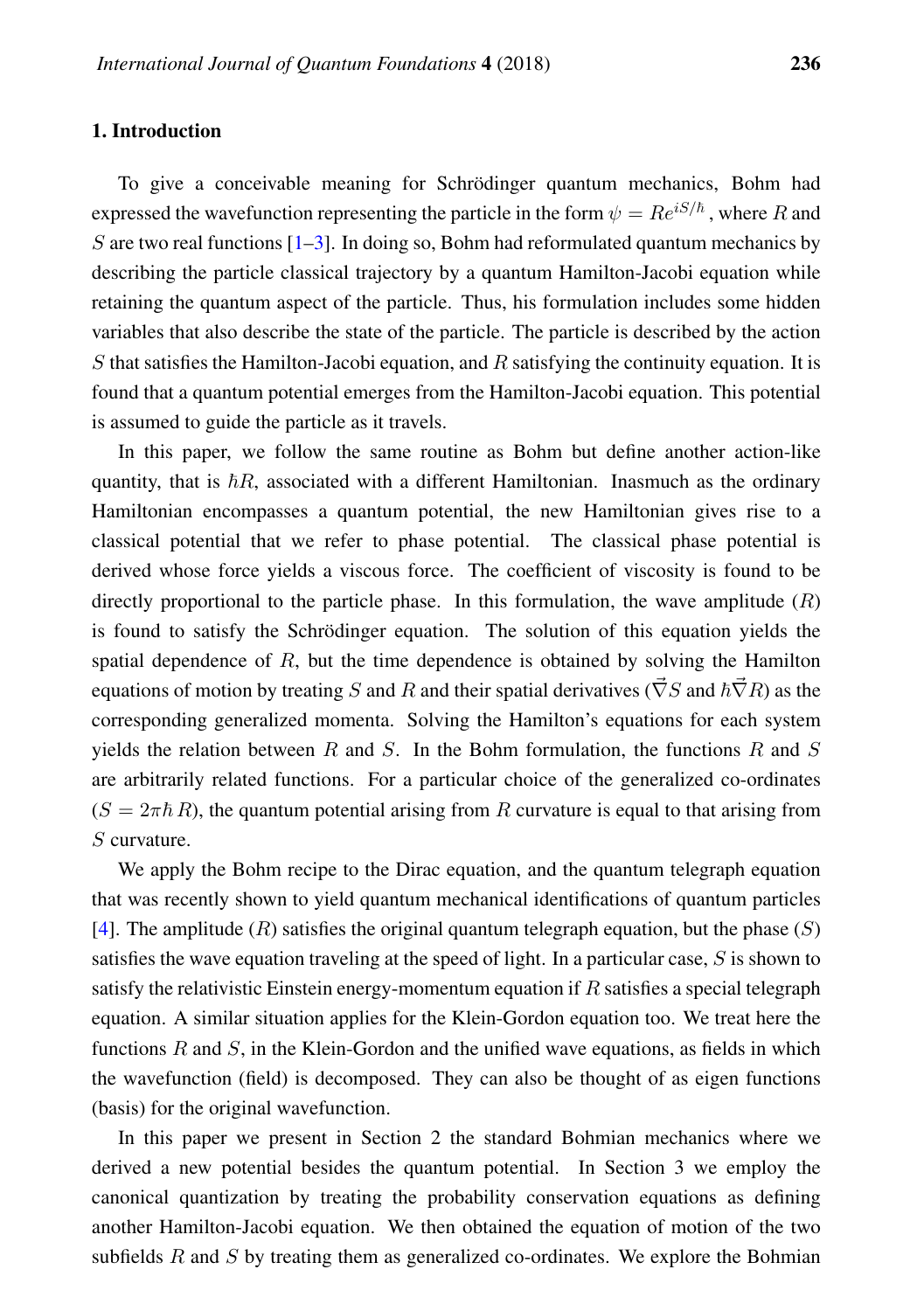## 1. Introduction

To give a conceivable meaning for Schrödinger quantum mechanics, Bohm had expressed the wavefunction representing the particle in the form $\psi = Re^{iS/\hbar}$, where $R$ and $S$ are two real functions [1–3]. In doing so, Bohm had reformulated quantum mechanics by describing the particle classical trajectory by a quantum Hamilton-Jacobi equation while retaining the quantum aspect of the particle. Thus, his formulation includes some hidden variables that also describe the state of the particle. The particle is described by the action $S$ that satisfies the Hamilton-Jacobi equation, and $R$ satisfying the continuity equation. It is found that a quantum potential emerges from the Hamilton-Jacobi equation. This potential is assumed to guide the particle as it travels.

In this paper, we follow the same routine as Bohm but define another action-like quantity, that is $\hbar R$, associated with a different Hamiltonian. Inasmuch as the ordinary Hamiltonian encompasses a quantum potential, the new Hamiltonian gives rise to a classical potential that we refer to phase potential. The classical phase potential is derived whose force yields a viscous force. The coefficient of viscosity is found to be directly proportional to the particle phase. In this formulation, the wave amplitude ($R$) is found to satisfy the Schrödinger equation. The solution of this equation yields the spatial dependence of $R$, but the time dependence is obtained by solving the Hamilton equations of motion by treating $S$ and $R$ and their spatial derivatives ($\vec{\nabla}S$ and $\hbar\vec{\nabla}R$) as the corresponding generalized momenta. Solving the Hamilton's equations for each system yields the relation between $R$ and $S$. In the Bohm formulation, the functions $R$ and $S$ are arbitrarily related functions. For a particular choice of the generalized co-ordinates ($S = 2\pi\hbar\, R$), the quantum potential arising from $R$ curvature is equal to that arising from $S$ curvature.

We apply the Bohm recipe to the Dirac equation, and the quantum telegraph equation that was recently shown to yield quantum mechanical identifications of quantum particles [4]. The amplitude ($R$) satisfies the original quantum telegraph equation, but the phase ($S$) satisfies the wave equation traveling at the speed of light. In a particular case, $S$ is shown to satisfy the relativistic Einstein energy-momentum equation if $R$ satisfies a special telegraph equation. A similar situation applies for the Klein-Gordon equation too. We treat here the functions $R$ and $S$, in the Klein-Gordon and the unified wave equations, as fields in which the wavefunction (field) is decomposed. They can also be thought of as eigen functions (basis) for the original wavefunction.

In this paper we present in Section 2 the standard Bohmian mechanics where we derived a new potential besides the quantum potential. In Section 3 we employ the canonical quantization by treating the probability conservation equations as defining another Hamilton-Jacobi equation. We then obtained the equation of motion of the two subfields $R$ and $S$ by treating them as generalized co-ordinates. We explore the Bohmian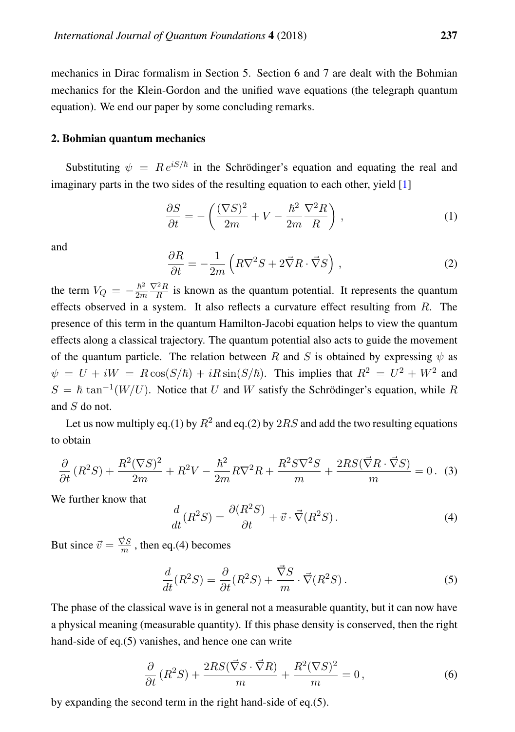mechanics in Dirac formalism in Section 5. Section 6 and 7 are dealt with the Bohmian mechanics for the Klein-Gordon and the unified wave equations (the telegraph quantum equation). We end our paper by some concluding remarks.

## 2. Bohmian quantum mechanics

Substituting $\psi = R\, e^{iS/\hbar}$ in the Schrödinger's equation and equating the real and imaginary parts in the two sides of the resulting equation to each other, yield [1]

$$\frac{\partial S}{\partial t} = -\left(\frac{(\nabla S)^2}{2m} + V - \frac{\hbar^2}{2m}\frac{\nabla^2 R}{R}\right), \tag{1}$$

and

$$\frac{\partial R}{\partial t} = -\frac{1}{2m}\left(R\nabla^2 S + 2\vec{\nabla} R \cdot \vec{\nabla} S\right), \tag{2}$$

the term $V_Q = -\frac{\hbar^2}{2m}\frac{\nabla^2 R}{R}$ is known as the quantum potential. It represents the quantum effects observed in a system. It also reflects a curvature effect resulting from $R$. The presence of this term in the quantum Hamilton-Jacobi equation helps to view the quantum effects along a classical trajectory. The quantum potential also acts to guide the movement of the quantum particle. The relation between $R$ and $S$ is obtained by expressing $\psi$ as $\psi = U + iW = R\cos(S/\hbar) + iR\sin(S/\hbar)$. This implies that $R^2 = U^2 + W^2$ and $S = \hbar\tan^{-1}(W/U)$. Notice that $U$ and $W$ satisfy the Schrödinger's equation, while $R$ and $S$ do not.

Let us now multiply eq.(1) by $R^2$ and eq.(2) by $2RS$ and add the two resulting equations to obtain

$$\frac{\partial}{\partial t}(R^2 S) + \frac{R^2(\nabla S)^2}{2m} + R^2 V - \frac{\hbar^2}{2m}R\nabla^2 R + \frac{R^2 S\nabla^2 S}{m} + \frac{2RS(\vec{\nabla} R \cdot \vec{\nabla} S)}{m} = 0\,. \tag{3}$$

We further know that

$$\frac{d}{dt}(R^2 S) = \frac{\partial(R^2 S)}{\partial t} + \vec{v} \cdot \vec{\nabla}(R^2 S)\,. \tag{4}$$

But since $\vec{v} = \frac{\vec{\nabla} S}{m}$, then eq.(4) becomes

$$\frac{d}{dt}(R^2 S) = \frac{\partial}{\partial t}(R^2 S) + \frac{\vec{\nabla} S}{m} \cdot \vec{\nabla}(R^2 S)\,. \tag{5}$$

The phase of the classical wave is in general not a measurable quantity, but it can now have a physical meaning (measurable quantity). If this phase density is conserved, then the right hand-side of eq.(5) vanishes, and hence one can write

$$\frac{\partial}{\partial t}(R^2 S) + \frac{2RS(\vec{\nabla} S \cdot \vec{\nabla} R)}{m} + \frac{R^2(\nabla S)^2}{m} = 0\,, \tag{6}$$

by expanding the second term in the right hand-side of eq.(5).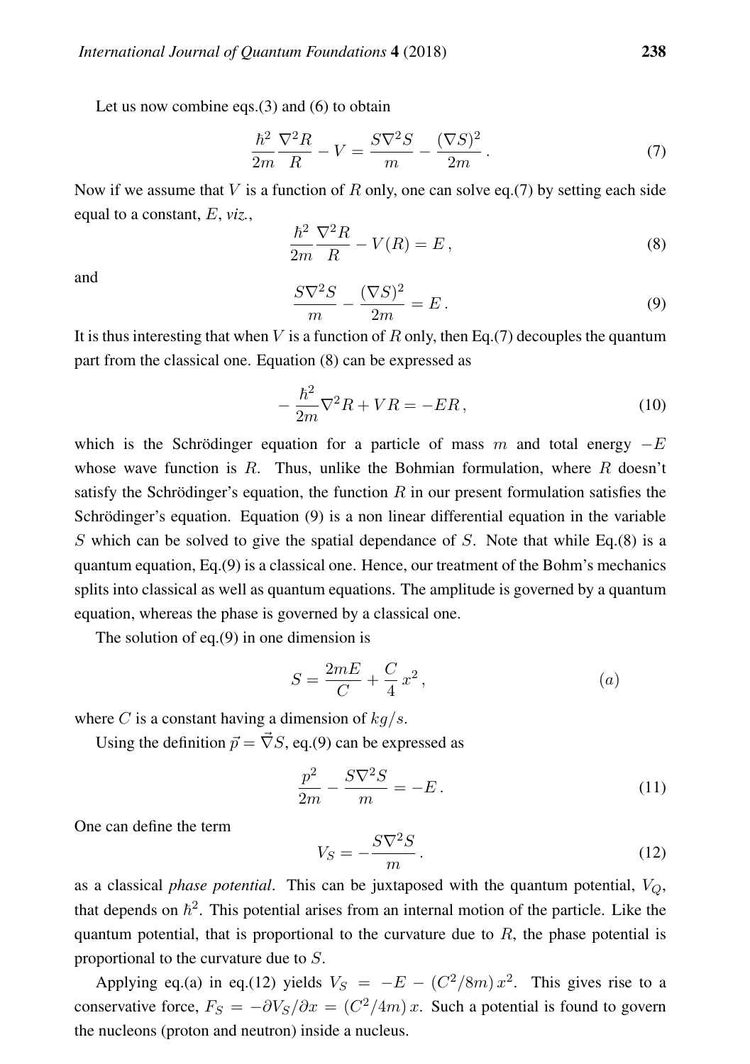Let us now combine eqs.(3) and (6) to obtain

$$\frac{\hbar^2}{2m}\frac{\nabla^2 R}{R} - V = \frac{S\nabla^2 S}{m} - \frac{(\nabla S)^2}{2m}\,. \tag{7}$$

Now if we assume that $V$ is a function of $R$ only, one can solve eq.(7) by setting each side equal to a constant, $E$, *viz.*,

$$\frac{\hbar^2}{2m}\frac{\nabla^2 R}{R} - V(R) = E\,, \tag{8}$$

and

$$\frac{S\nabla^2 S}{m} - \frac{(\nabla S)^2}{2m} = E\,. \tag{9}$$

It is thus interesting that when $V$ is a function of $R$ only, then Eq.(7) decouples the quantum part from the classical one. Equation (8) can be expressed as

$$-\frac{\hbar^2}{2m}\nabla^2 R + VR = -ER\,, \tag{10}$$

which is the Schrödinger equation for a particle of mass $m$ and total energy $-E$ whose wave function is $R$. Thus, unlike the Bohmian formulation, where $R$ doesn't satisfy the Schrödinger's equation, the function $R$ in our present formulation satisfies the Schrödinger's equation. Equation (9) is a non linear differential equation in the variable $S$ which can be solved to give the spatial dependance of $S$. Note that while Eq.(8) is a quantum equation, Eq.(9) is a classical one. Hence, our treatment of the Bohm's mechanics splits into classical as well as quantum equations. The amplitude is governed by a quantum equation, whereas the phase is governed by a classical one.

The solution of eq.(9) in one dimension is

$$S = \frac{2mE}{C} + \frac{C}{4}\,x^2\,, \tag{a}$$

where $C$ is a constant having a dimension of $kg/s$.

Using the definition $\vec{p} = \vec{\nabla} S$, eq.(9) can be expressed as

$$\frac{p^2}{2m} - \frac{S\nabla^2 S}{m} = -E\,. \tag{11}$$

One can define the term

$$V_S = -\frac{S\nabla^2 S}{m}\,. \tag{12}$$

as a classical *phase potential*. This can be juxtaposed with the quantum potential, $V_Q$, that depends on $\hbar^2$. This potential arises from an internal motion of the particle. Like the quantum potential, that is proportional to the curvature due to $R$, the phase potential is proportional to the curvature due to $S$.

Applying eq.(a) in eq.(12) yields $V_S = -E - (C^2/8m)\,x^2$. This gives rise to a conservative force, $F_S = -\partial V_S/\partial x = (C^2/4m)\,x$. Such a potential is found to govern the nucleons (proton and neutron) inside a nucleus.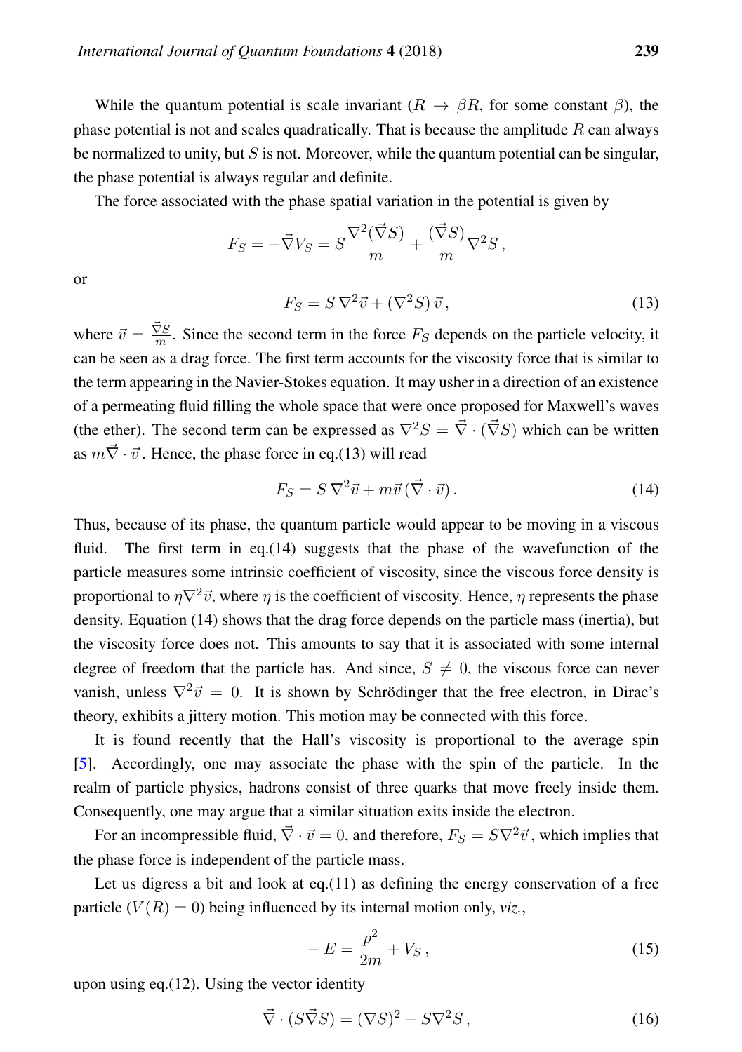While the quantum potential is scale invariant ($R \to \beta R$, for some constant $\beta$), the phase potential is not and scales quadratically. That is because the amplitude $R$ can always be normalized to unity, but $S$ is not. Moreover, while the quantum potential can be singular, the phase potential is always regular and definite.

The force associated with the phase spatial variation in the potential is given by

$$F_S = -\vec{\nabla} V_S = S\,\frac{\nabla^2(\vec{\nabla} S)}{m} + \frac{(\vec{\nabla} S)}{m}\nabla^2 S\,,$$

or

$$F_S = S\,\nabla^2\vec{v} + (\nabla^2 S)\,\vec{v}\,, \tag{13}$$

where $\vec{v} = \frac{\vec{\nabla} S}{m}$. Since the second term in the force $F_S$ depends on the particle velocity, it can be seen as a drag force. The first term accounts for the viscosity force that is similar to the term appearing in the Navier-Stokes equation. It may usher in a direction of an existence of a permeating fluid filling the whole space that were once proposed for Maxwell's waves (the ether). The second term can be expressed as $\nabla^2 S = \vec{\nabla}\cdot(\vec{\nabla} S)$ which can be written as $m\vec{\nabla}\cdot\vec{v}$. Hence, the phase force in eq.(13) will read

$$F_S = S\,\nabla^2\vec{v} + m\vec{v}\,(\vec{\nabla}\cdot\vec{v})\,. \tag{14}$$

Thus, because of its phase, the quantum particle would appear to be moving in a viscous fluid. The first term in eq.(14) suggests that the phase of the wavefunction of the particle measures some intrinsic coefficient of viscosity, since the viscous force density is proportional to $\eta\nabla^2\vec{v}$, where $\eta$ is the coefficient of viscosity. Hence, $\eta$ represents the phase density. Equation (14) shows that the drag force depends on the particle mass (inertia), but the viscosity force does not. This amounts to say that it is associated with some internal degree of freedom that the particle has. And since, $S \neq 0$, the viscous force can never vanish, unless $\nabla^2\vec{v} = 0$. It is shown by Schrödinger that the free electron, in Dirac's theory, exhibits a jittery motion. This motion may be connected with this force.

It is found recently that the Hall's viscosity is proportional to the average spin [5]. Accordingly, one may associate the phase with the spin of the particle. In the realm of particle physics, hadrons consist of three quarks that move freely inside them. Consequently, one may argue that a similar situation exits inside the electron.

For an incompressible fluid, $\vec{\nabla}\cdot\vec{v} = 0$, and therefore, $F_S = S\nabla^2\vec{v}$, which implies that the phase force is independent of the particle mass.

Let us digress a bit and look at eq.(11) as defining the energy conservation of a free particle ($V(R) = 0$) being influenced by its internal motion only, *viz.*,

$$-E = \frac{p^2}{2m} + V_S\,, \tag{15}$$

upon using eq.(12). Using the vector identity

$$\vec{\nabla}\cdot(S\vec{\nabla} S) = (\nabla S)^2 + S\nabla^2 S\,, \tag{16}$$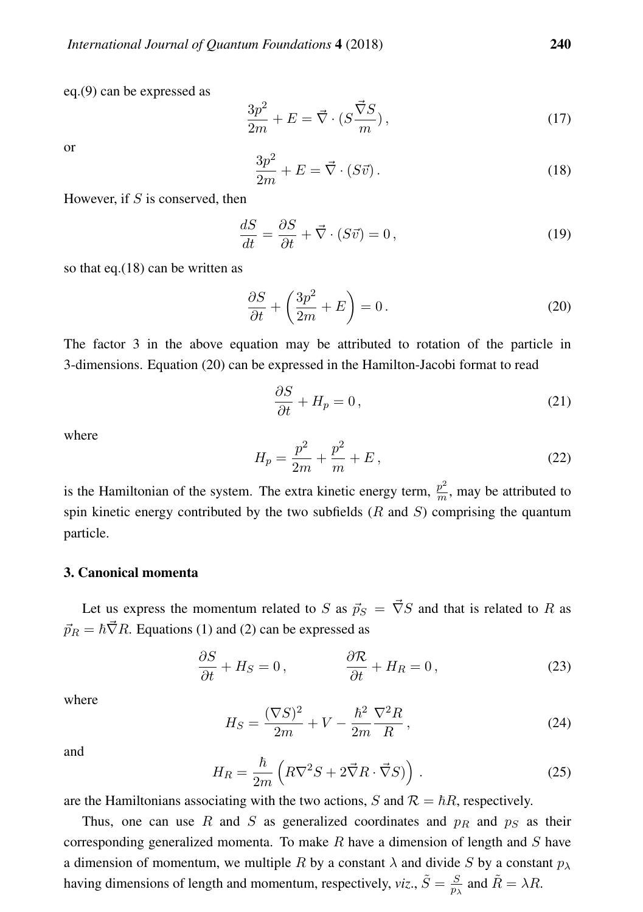eq.(9) can be expressed as

$$\frac{3p^2}{2m} + E = \vec{\nabla} \cdot (S \frac{\vec{\nabla} S}{m}) \,, \tag{17}$$

or

$$\frac{3p^2}{2m} + E = \vec{\nabla} \cdot (S\vec{v}) \,. \tag{18}$$

However, if $S$ is conserved, then

$$\frac{dS}{dt} = \frac{\partial S}{\partial t} + \vec{\nabla} \cdot (S\vec{v}) = 0 \,, \tag{19}$$

so that eq.(18) can be written as

$$\frac{\partial S}{\partial t} + \left( \frac{3p^2}{2m} + E \right) = 0 \,. \tag{20}$$

The factor 3 in the above equation may be attributed to rotation of the particle in 3-dimensions. Equation (20) can be expressed in the Hamilton-Jacobi format to read

$$\frac{\partial S}{\partial t} + H_p = 0 \,, \tag{21}$$

where

$$H_p = \frac{p^2}{2m} + \frac{p^2}{m} + E \,, \tag{22}$$

is the Hamiltonian of the system. The extra kinetic energy term, $\frac{p^2}{m}$, may be attributed to spin kinetic energy contributed by the two subfields ($R$ and $S$) comprising the quantum particle.

## 3. Canonical momenta

Let us express the momentum related to $S$ as $\vec{p}_S = \vec{\nabla} S$ and that is related to $R$ as $\vec{p}_R = \hbar \vec{\nabla} R$. Equations (1) and (2) can be expressed as

$$\frac{\partial S}{\partial t} + H_S = 0 \,, \qquad \frac{\partial \mathcal{R}}{\partial t} + H_R = 0 \,, \tag{23}$$

where

$$H_S = \frac{(\nabla S)^2}{2m} + V - \frac{\hbar^2}{2m} \frac{\nabla^2 R}{R} \,, \tag{24}$$

and

$$H_R = \frac{\hbar}{2m} \left( R\nabla^2 S + 2\vec{\nabla} R \cdot \vec{\nabla} S) \right) \,. \tag{25}$$

are the Hamiltonians associating with the two actions, $S$ and $\mathcal{R} = \hbar R$, respectively.

Thus, one can use $R$ and $S$ as generalized coordinates and $p_R$ and $p_S$ as their corresponding generalized momenta. To make $R$ have a dimension of length and $S$ have a dimension of momentum, we multiple $R$ by a constant $\lambda$ and divide $S$ by a constant $p_\lambda$ having dimensions of length and momentum, respectively, *viz.*, $\tilde{S} = \frac{S}{p_\lambda}$ and $\tilde{R} = \lambda R$.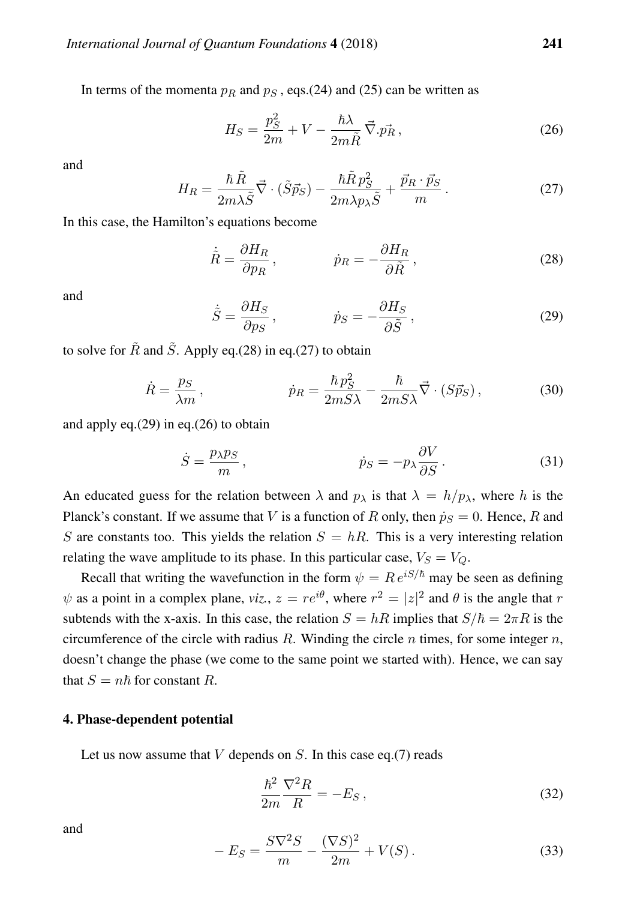In terms of the momenta $p_R$ and $p_S$ , eqs.(24) and (25) can be written as

$$H_S = \frac{p_S^2}{2m} + V - \frac{\hbar\lambda}{2m\tilde{R}}\,\vec{\nabla}.\vec{p_R}\,, \tag{26}$$

and

$$H_R = \frac{\hbar\,\tilde{R}}{2m\lambda\tilde{S}}\vec{\nabla}\cdot(\tilde{S}\vec{p}_S) - \frac{\hbar\tilde{R}\,p_S^2}{2m\lambda p_\lambda\tilde{S}} + \frac{\vec{p}_R\cdot\vec{p}_S}{m}\,. \tag{27}$$

In this case, the Hamilton's equations become

$$\dot{\tilde{R}} = \frac{\partial H_R}{\partial p_R}\,, \qquad\qquad \dot{p}_R = -\frac{\partial H_R}{\partial\tilde{R}}\,, \tag{28}$$

and

$$\dot{\tilde{S}} = \frac{\partial H_S}{\partial p_S}\,, \qquad\qquad \dot{p}_S = -\frac{\partial H_S}{\partial\tilde{S}}\,, \tag{29}$$

to solve for $\tilde{R}$ and $\tilde{S}$. Apply eq.(28) in eq.(27) to obtain

$$\dot{R} = \frac{p_S}{\lambda m}\,, \qquad\qquad \dot{p}_R = \frac{\hbar\,p_S^2}{2mS\lambda} - \frac{\hbar}{2mS\lambda}\vec{\nabla}\cdot(S\vec{p}_S)\,, \tag{30}$$

and apply eq.(29) in eq.(26) to obtain

$$\dot{S} = \frac{p_\lambda p_S}{m}\,, \qquad\qquad \dot{p}_S = -p_\lambda\frac{\partial V}{\partial S}\,. \tag{31}$$

An educated guess for the relation between $\lambda$ and $p_\lambda$ is that $\lambda = h/p_\lambda$, where $h$ is the Planck's constant. If we assume that $V$ is a function of $R$ only, then $\dot{p}_S = 0$. Hence, $R$ and $S$ are constants too. This yields the relation $S = hR$. This is a very interesting relation relating the wave amplitude to its phase. In this particular case, $V_S = V_Q$.

Recall that writing the wavefunction in the form $\psi = R\,e^{iS/\hbar}$ may be seen as defining $\psi$ as a point in a complex plane, *viz.*, $z = re^{i\theta}$, where $r^2 = |z|^2$ and $\theta$ is the angle that $r$ subtends with the x-axis. In this case, the relation $S = hR$ implies that $S/\hbar = 2\pi R$ is the circumference of the circle with radius $R$. Winding the circle $n$ times, for some integer $n$, doesn't change the phase (we come to the same point we started with). Hence, we can say that $S = n\hbar$ for constant $R$.

## 4. Phase-dependent potential

Let us now assume that $V$ depends on $S$. In this case eq.(7) reads

$$\frac{\hbar^2}{2m}\frac{\nabla^2 R}{R} = -E_S\,, \tag{32}$$

and

$$-\,E_S = \frac{S\nabla^2 S}{m} - \frac{(\nabla S)^2}{2m} + V(S)\,. \tag{33}$$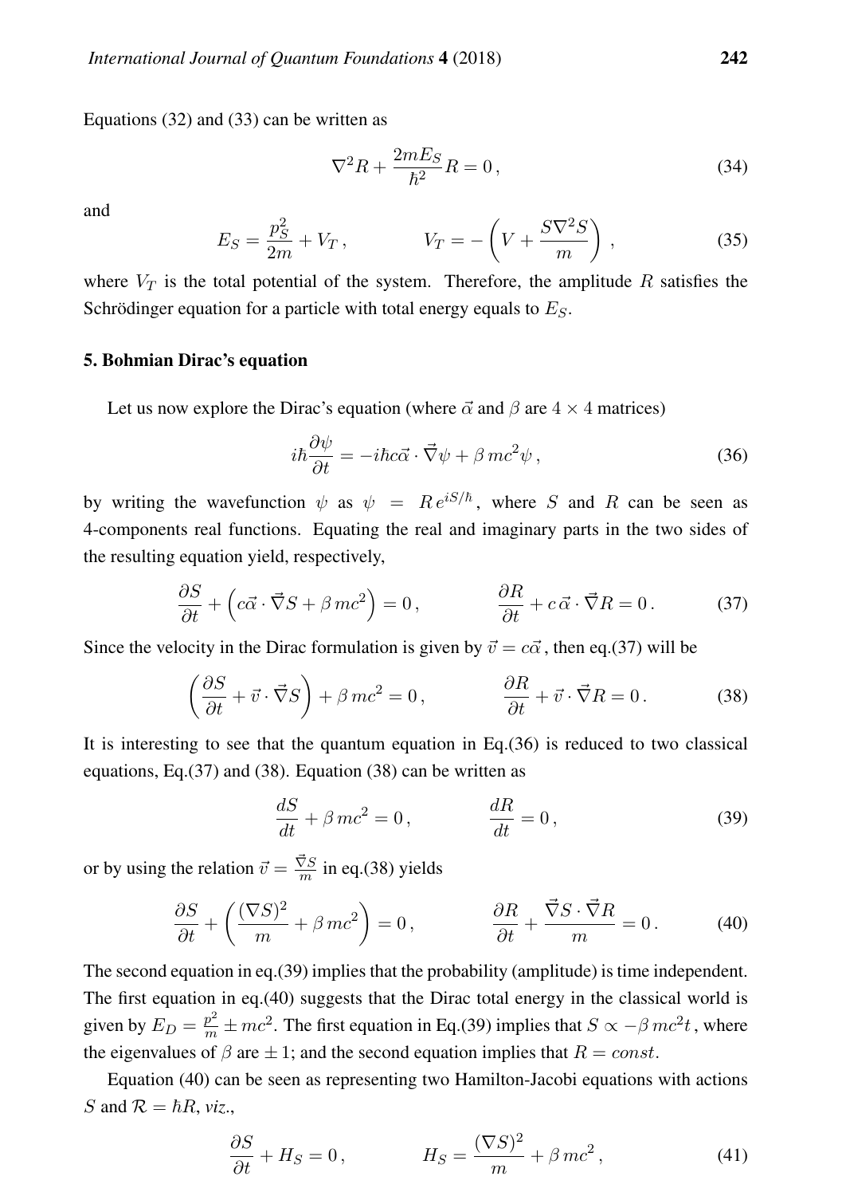Equations (32) and (33) can be written as

$$\nabla^2 R + \frac{2mE_S}{\hbar^2} R = 0\,, \tag{34}$$

and

$$E_S = \frac{p_S^2}{2m} + V_T\,, \qquad\qquad V_T = -\left(V + \frac{S\nabla^2 S}{m}\right)\,, \tag{35}$$

where $V_T$ is the total potential of the system. Therefore, the amplitude $R$ satisfies the Schrödinger equation for a particle with total energy equals to $E_S$.

## 5. Bohmian Dirac's equation

Let us now explore the Dirac's equation (where $\vec{\alpha}$ and $\beta$ are $4\times 4$ matrices)

$$i\hbar\frac{\partial\psi}{\partial t} = -i\hbar c\vec{\alpha}\cdot\vec{\nabla}\psi + \beta\, mc^2\psi\,, \tag{36}$$

by writing the wavefunction $\psi$ as $\psi = R\, e^{iS/\hbar}$, where $S$ and $R$ can be seen as 4-components real functions. Equating the real and imaginary parts in the two sides of the resulting equation yield, respectively,

$$\frac{\partial S}{\partial t} + \left(c\vec{\alpha}\cdot\vec{\nabla}S + \beta\, mc^2\right) = 0\,, \qquad\qquad \frac{\partial R}{\partial t} + c\,\vec{\alpha}\cdot\vec{\nabla}R = 0\,. \tag{37}$$

Since the velocity in the Dirac formulation is given by $\vec{v} = c\vec{\alpha}$, then eq.(37) will be

$$\left(\frac{\partial S}{\partial t} + \vec{v}\cdot\vec{\nabla}S\right) + \beta\, mc^2 = 0\,, \qquad\qquad \frac{\partial R}{\partial t} + \vec{v}\cdot\vec{\nabla}R = 0\,. \tag{38}$$

It is interesting to see that the quantum equation in Eq.(36) is reduced to two classical equations, Eq.(37) and (38). Equation (38) can be written as

$$\frac{dS}{dt} + \beta\, mc^2 = 0\,, \qquad\qquad \frac{dR}{dt} = 0\,, \tag{39}$$

or by using the relation $\vec{v} = \frac{\vec{\nabla}S}{m}$ in eq.(38) yields

$$\frac{\partial S}{\partial t} + \left(\frac{(\nabla S)^2}{m} + \beta\, mc^2\right) = 0\,, \qquad\qquad \frac{\partial R}{\partial t} + \frac{\vec{\nabla}S\cdot\vec{\nabla}R}{m} = 0\,. \tag{40}$$

The second equation in eq.(39) implies that the probability (amplitude) is time independent. The first equation in eq.(40) suggests that the Dirac total energy in the classical world is given by $E_D = \frac{p^2}{m} \pm mc^2$. The first equation in Eq.(39) implies that $S \propto -\beta\, mc^2 t$, where the eigenvalues of $\beta$ are $\pm 1$; and the second equation implies that $R = const$.

Equation (40) can be seen as representing two Hamilton-Jacobi equations with actions $S$ and $\mathcal{R} = \hbar R$, *viz.*,

$$\frac{\partial S}{\partial t} + H_S = 0\,, \qquad\qquad H_S = \frac{(\nabla S)^2}{m} + \beta\, mc^2\,, \tag{41}$$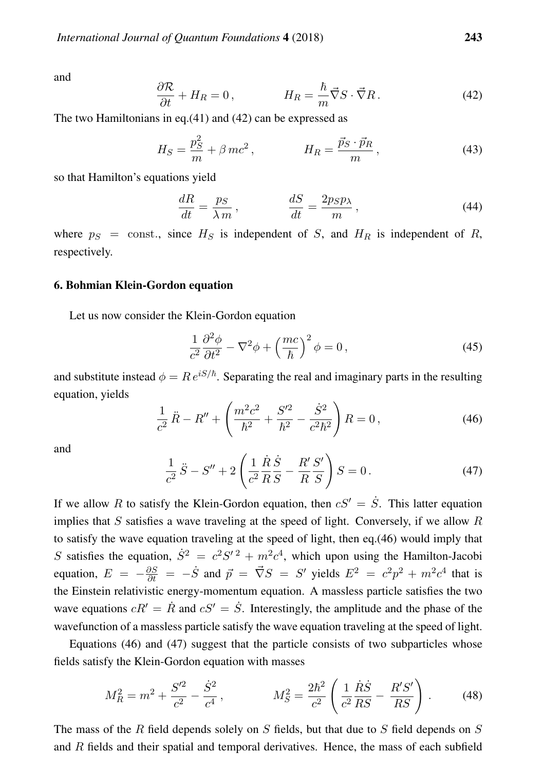and

$$\frac{\partial \mathcal{R}}{\partial t} + H_R = 0\,, \qquad\qquad H_R = \frac{\hbar}{m}\vec{\nabla} S \cdot \vec{\nabla} R\,. \tag{42}$$

The two Hamiltonians in eq.(41) and (42) can be expressed as

$$H_S = \frac{p_S^2}{m} + \beta\, mc^2\,, \qquad\qquad H_R = \frac{\vec{p}_S \cdot \vec{p}_R}{m}\,, \tag{43}$$

so that Hamilton's equations yield

$$\frac{dR}{dt} = \frac{p_S}{\lambda\, m}\,, \qquad\qquad \frac{dS}{dt} = \frac{2p_S p_\lambda}{m}\,, \tag{44}$$

where $p_S = \text{const.}$, since $H_S$ is independent of $S$, and $H_R$ is independent of $R$, respectively.

## 6. Bohmian Klein-Gordon equation

Let us now consider the Klein-Gordon equation

$$\frac{1}{c^2}\frac{\partial^2 \phi}{\partial t^2} - \nabla^2 \phi + \Big(\frac{mc}{\hbar}\Big)^2 \phi = 0\,, \tag{45}$$

and substitute instead $\phi = R\, e^{iS/\hbar}$. Separating the real and imaginary parts in the resulting equation, yields

$$\frac{1}{c^2}\,\ddot{R} - R'' + \left(\frac{m^2c^2}{\hbar^2} + \frac{S'^2}{\hbar^2} - \frac{\dot{S}^2}{c^2\hbar^2}\right) R = 0\,, \tag{46}$$

and

$$\frac{1}{c^2}\,\ddot{S} - S'' + 2\left(\frac{1}{c^2}\frac{\dot{R}}{R}\frac{\dot{S}}{S} - \frac{R'}{R}\frac{S'}{S}\right) S = 0\,. \tag{47}$$

If we allow $R$ to satisfy the Klein-Gordon equation, then $cS' = \dot{S}$. This latter equation implies that $S$ satisfies a wave traveling at the speed of light. Conversely, if we allow $R$ to satisfy the wave equation traveling at the speed of light, then eq.(46) would imply that $S$ satisfies the equation, $\dot{S}^2 = c^2 S'^{\,2} + m^2c^4$, which upon using the Hamilton-Jacobi equation, $E = -\frac{\partial S}{\partial t} = -\dot{S}$ and $\vec{p} = \vec{\nabla} S = S'$ yields $E^2 = c^2p^2 + m^2c^4$ that is the Einstein relativistic energy-momentum equation. A massless particle satisfies the two wave equations $cR' = \dot{R}$ and $cS' = \dot{S}$. Interestingly, the amplitude and the phase of the wavefunction of a massless particle satisfy the wave equation traveling at the speed of light.

Equations (46) and (47) suggest that the particle consists of two subparticles whose fields satisfy the Klein-Gordon equation with masses

$$M_R^2 = m^2 + \frac{S'^2}{c^2} - \frac{\dot{S}^2}{c^4}\,, \qquad\qquad M_S^2 = \frac{2\hbar^2}{c^2}\left(\frac{1}{c^2}\frac{\dot{R}\dot{S}}{RS} - \frac{R'S'}{RS}\right)\,. \tag{48}$$

The mass of the $R$ field depends solely on $S$ fields, but that due to $S$ field depends on $S$ and $R$ fields and their spatial and temporal derivatives. Hence, the mass of each subfield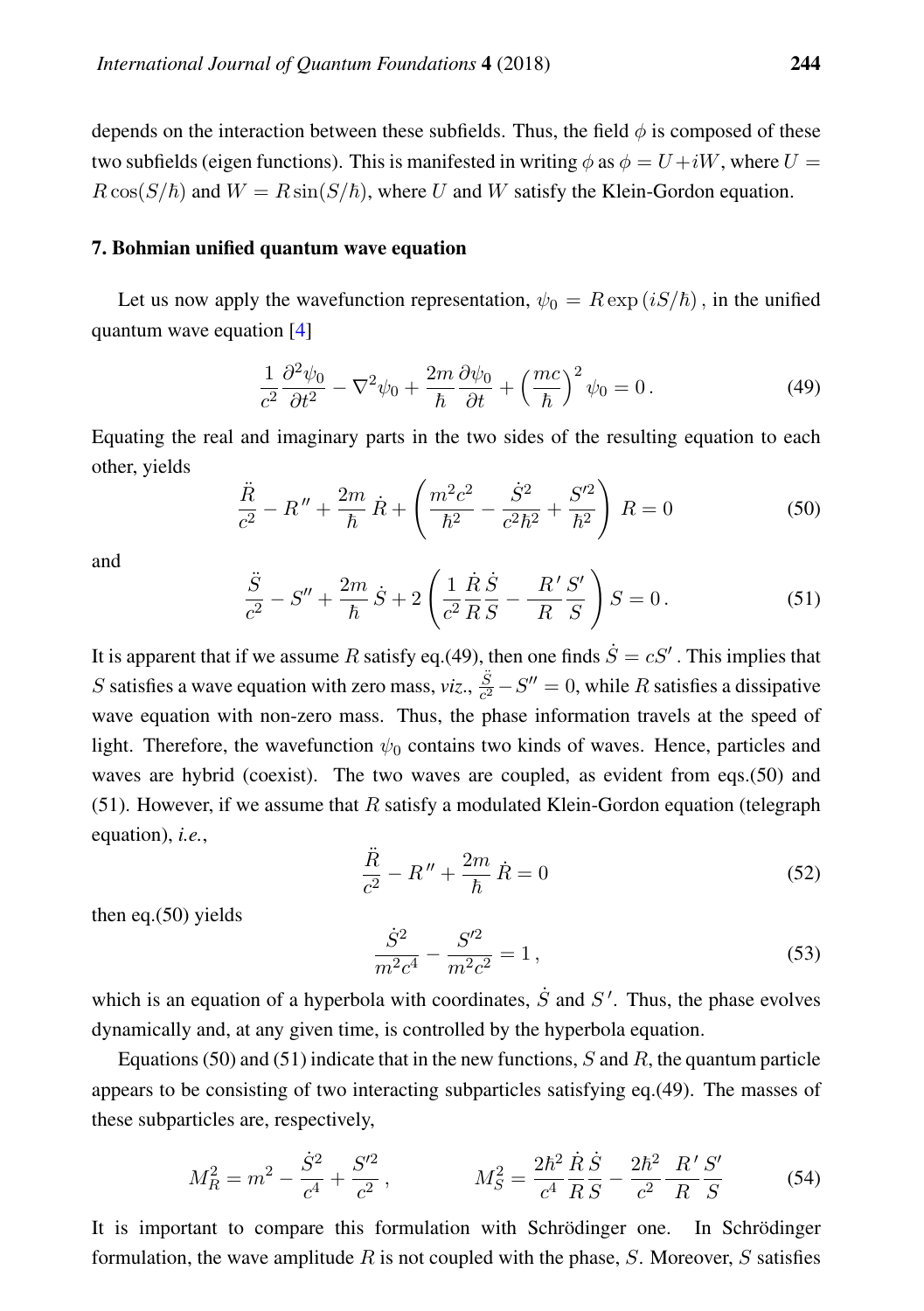depends on the interaction between these subfields. Thus, the field $\phi$ is composed of these two subfields (eigen functions). This is manifested in writing $\phi$ as $\phi = U + iW$, where $U = R\cos(S/\hbar)$ and $W = R\sin(S/\hbar)$, where $U$ and $W$ satisfy the Klein-Gordon equation.

## 7. Bohmian unified quantum wave equation

Let us now apply the wavefunction representation, $\psi_0 = R\exp(iS/\hbar)$, in the unified quantum wave equation [4]

$$\frac{1}{c^2}\frac{\partial^2\psi_0}{\partial t^2} - \nabla^2\psi_0 + \frac{2m}{\hbar}\frac{\partial\psi_0}{\partial t} + \left(\frac{mc}{\hbar}\right)^2\psi_0 = 0\,. \tag{49}$$

Equating the real and imaginary parts in the two sides of the resulting equation to each other, yields

$$\frac{\ddot{R}}{c^2} - R'' + \frac{2m}{\hbar}\dot{R} + \left(\frac{m^2c^2}{\hbar^2} - \frac{\dot{S}^2}{c^2\hbar^2} + \frac{S'^2}{\hbar^2}\right)R = 0 \tag{50}$$

and

$$\frac{\ddot{S}}{c^2} - S'' + \frac{2m}{\hbar}\dot{S} + 2\left(\frac{1}{c^2}\frac{\dot{R}}{R}\frac{\dot{S}}{S} - \frac{R'}{R}\frac{S'}{S}\right)S = 0\,. \tag{51}$$

It is apparent that if we assume $R$ satisfy eq.(49), then one finds $\dot{S} = cS'$. This implies that $S$ satisfies a wave equation with zero mass, *viz.*, $\frac{\ddot{S}}{c^2} - S'' = 0$, while $R$ satisfies a dissipative wave equation with non-zero mass. Thus, the phase information travels at the speed of light. Therefore, the wavefunction $\psi_0$ contains two kinds of waves. Hence, particles and waves are hybrid (coexist). The two waves are coupled, as evident from eqs.(50) and (51). However, if we assume that $R$ satisfy a modulated Klein-Gordon equation (telegraph equation), *i.e.*,

$$\frac{\ddot{R}}{c^2} - R'' + \frac{2m}{\hbar}\dot{R} = 0 \tag{52}$$

then eq.(50) yields

$$\frac{\dot{S}^2}{m^2c^4} - \frac{S'^2}{m^2c^2} = 1\,, \tag{53}$$

which is an equation of a hyperbola with coordinates, $\dot{S}$ and $S'$. Thus, the phase evolves dynamically and, at any given time, is controlled by the hyperbola equation.

Equations (50) and (51) indicate that in the new functions, $S$ and $R$, the quantum particle appears to be consisting of two interacting subparticles satisfying eq.(49). The masses of these subparticles are, respectively,

$$M_R^2 = m^2 - \frac{\dot{S}^2}{c^4} + \frac{S'^2}{c^2}\,, \qquad\qquad M_S^2 = \frac{2\hbar^2}{c^4}\frac{\dot{R}}{R}\frac{\dot{S}}{S} - \frac{2\hbar^2}{c^2}\frac{R'}{R}\frac{S'}{S} \tag{54}$$

It is important to compare this formulation with Schrödinger one. In Schrödinger formulation, the wave amplitude $R$ is not coupled with the phase, $S$. Moreover, $S$ satisfies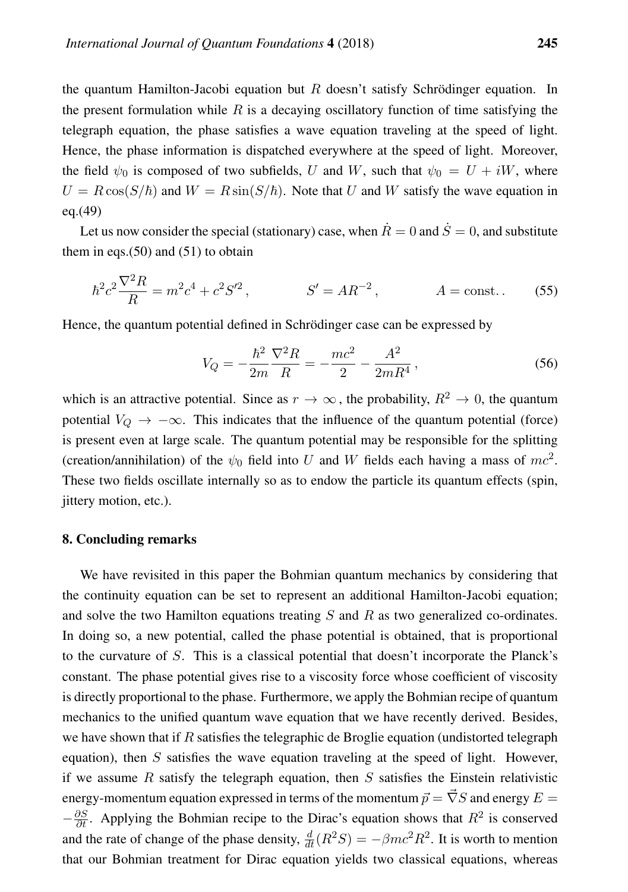the quantum Hamilton-Jacobi equation but $R$ doesn't satisfy Schrödinger equation. In the present formulation while $R$ is a decaying oscillatory function of time satisfying the telegraph equation, the phase satisfies a wave equation traveling at the speed of light. Hence, the phase information is dispatched everywhere at the speed of light. Moreover, the field $\psi_0$ is composed of two subfields, $U$ and $W$, such that $\psi_0 = U + iW$, where $U = R\cos(S/\hbar)$ and $W = R\sin(S/\hbar)$. Note that $U$ and $W$ satisfy the wave equation in eq.(49)

Let us now consider the special (stationary) case, when $\dot{R} = 0$ and $\dot{S} = 0$, and substitute them in eqs.(50) and (51) to obtain

$$\hbar^2 c^2 \frac{\nabla^2 R}{R} = m^2 c^4 + c^2 S'^2\,, \qquad\qquad S' = AR^{-2}\,, \qquad\qquad A = \text{const.}. \tag{55}$$

Hence, the quantum potential defined in Schrödinger case can be expressed by

$$V_Q = -\frac{\hbar^2}{2m}\frac{\nabla^2 R}{R} = -\frac{mc^2}{2} - \frac{A^2}{2mR^4}\,, \tag{56}$$

which is an attractive potential. Since as $r \to \infty$, the probability, $R^2 \to 0$, the quantum potential $V_Q \to -\infty$. This indicates that the influence of the quantum potential (force) is present even at large scale. The quantum potential may be responsible for the splitting (creation/annihilation) of the $\psi_0$ field into $U$ and $W$ fields each having a mass of $mc^2$. These two fields oscillate internally so as to endow the particle its quantum effects (spin, jittery motion, etc.).

## 8. Concluding remarks

We have revisited in this paper the Bohmian quantum mechanics by considering that the continuity equation can be set to represent an additional Hamilton-Jacobi equation; and solve the two Hamilton equations treating $S$ and $R$ as two generalized co-ordinates. In doing so, a new potential, called the phase potential is obtained, that is proportional to the curvature of $S$. This is a classical potential that doesn't incorporate the Planck's constant. The phase potential gives rise to a viscosity force whose coefficient of viscosity is directly proportional to the phase. Furthermore, we apply the Bohmian recipe of quantum mechanics to the unified quantum wave equation that we have recently derived. Besides, we have shown that if $R$ satisfies the telegraphic de Broglie equation (undistorted telegraph equation), then $S$ satisfies the wave equation traveling at the speed of light. However, if we assume $R$ satisfy the telegraph equation, then $S$ satisfies the Einstein relativistic energy-momentum equation expressed in terms of the momentum $\vec{p} = \vec{\nabla} S$ and energy $E = -\frac{\partial S}{\partial t}$. Applying the Bohmian recipe to the Dirac's equation shows that $R^2$ is conserved and the rate of change of the phase density, $\frac{d}{dt}(R^2 S) = -\beta mc^2 R^2$. It is worth to mention that our Bohmian treatment for Dirac equation yields two classical equations, whereas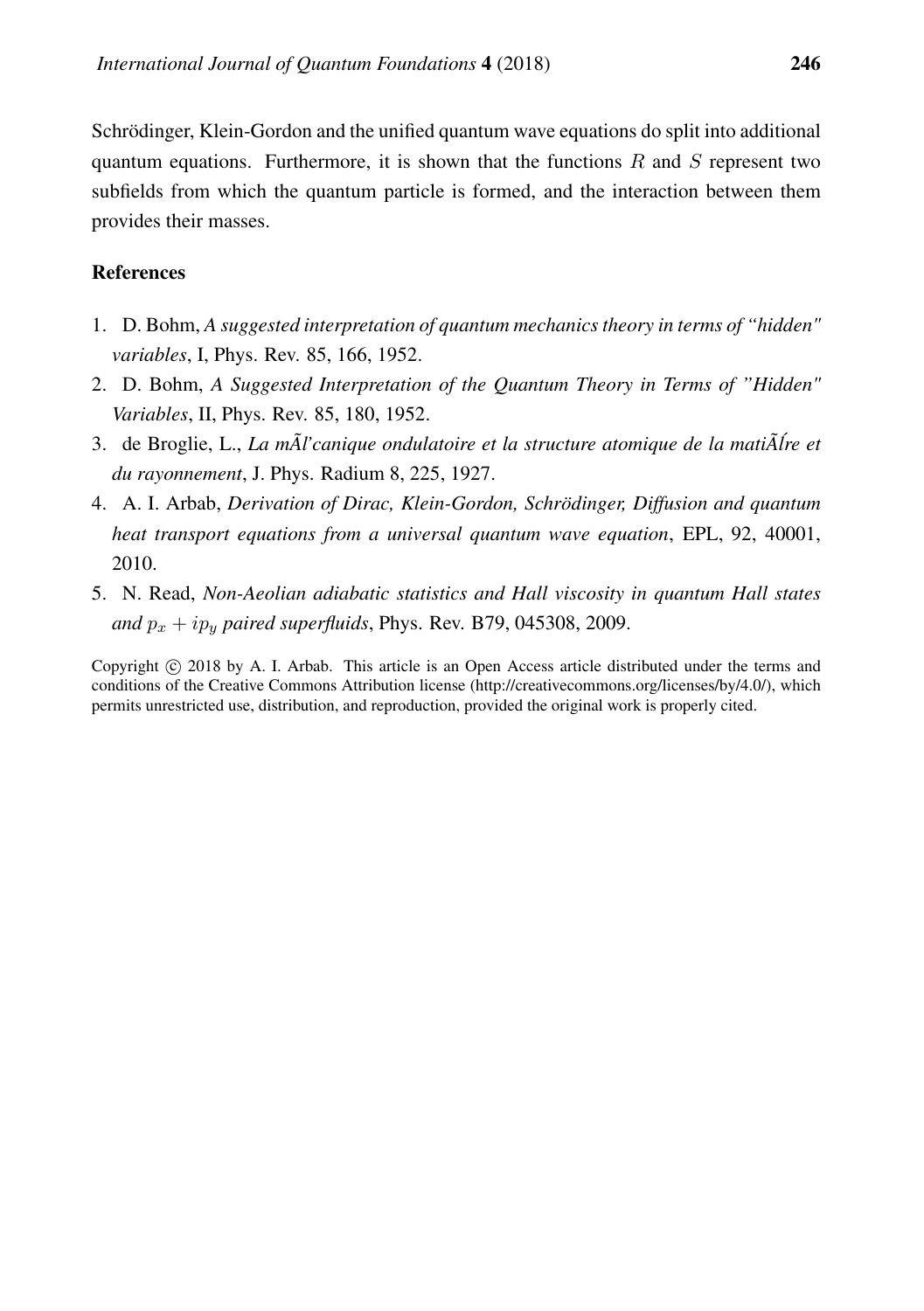Schrödinger, Klein-Gordon and the unified quantum wave equations do split into additional quantum equations. Furthermore, it is shown that the functions $R$ and $S$ represent two subfields from which the quantum particle is formed, and the interaction between them provides their masses.

## References

1. D. Bohm, *A suggested interpretation of quantum mechanics theory in terms of "hidden" variables*, I, Phys. Rev. 85, 166, 1952.
2. D. Bohm, *A Suggested Interpretation of the Quantum Theory in Terms of "Hidden" Variables*, II, Phys. Rev. 85, 180, 1952.
3. de Broglie, L., *La mÃl'canique ondulatoire et la structure atomique de la matiÃÍre et du rayonnement*, J. Phys. Radium 8, 225, 1927.
4. A. I. Arbab, *Derivation of Dirac, Klein-Gordon, Schrödinger, Diffusion and quantum heat transport equations from a universal quantum wave equation*, EPL, 92, 40001, 2010.
5. N. Read, *Non-Aeolian adiabatic statistics and Hall viscosity in quantum Hall states and $p_x + ip_y$ paired superfluids*, Phys. Rev. B79, 045308, 2009.

Copyright © 2018 by A. I. Arbab. This article is an Open Access article distributed under the terms and conditions of the Creative Commons Attribution license (http://creativecommons.org/licenses/by/4.0/), which permits unrestricted use, distribution, and reproduction, provided the original work is properly cited.